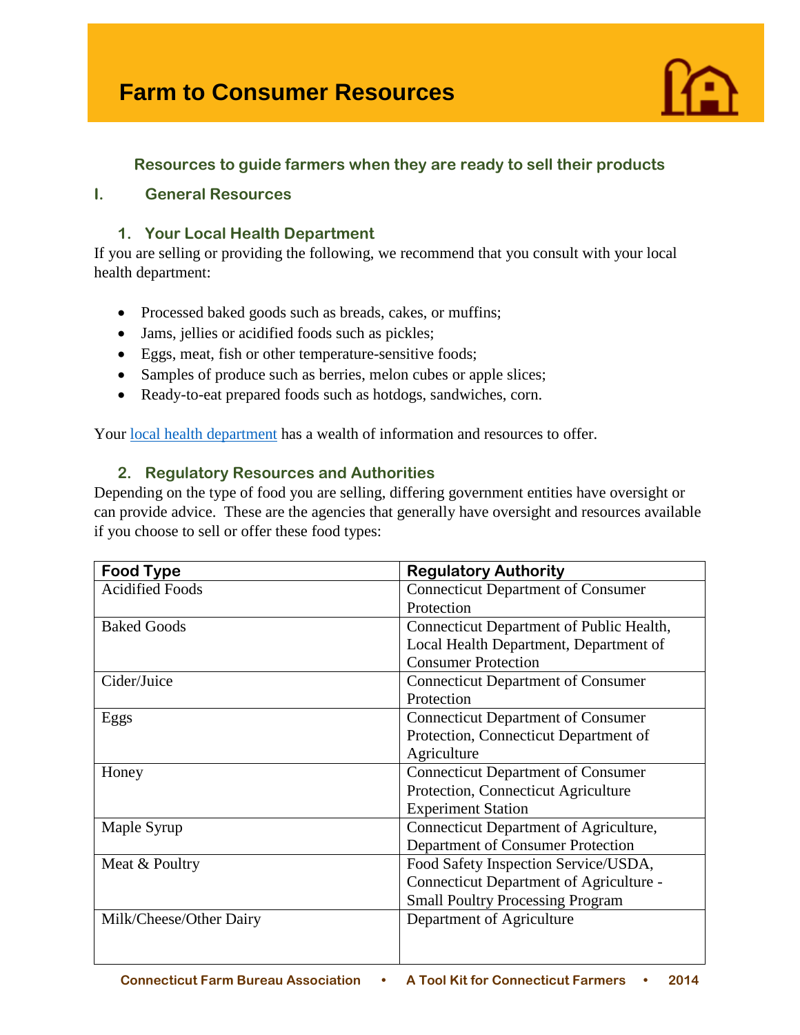# Farm to Consumer Resources

**Resources to guide farmers when they are ready to sell their products**

## I. General Resources

### 1. Your Local Health Department

If you are selling or providing the following, we recommend that you consult with your local health department:

- Processed baked goods such as breads, cakes, or muffins;
- Jams, jellies or acidified foods such as pickles;
- Eggs, meat, fish or other temperature-sensitive foods;
- Samples of produce such as berries, melon cubes or apple slices;
- Ready-to-eat prepared foods such as hotdogs, sandwiches, corn.

Your local health department has a wealth of information and resources to offer.

### 2. Regulatory Resources and Authorities

Depending on the type of food you are selling, differing government entities have oversight or can provide advice. These are the agencies that generally have oversight and resources available if you choose to sell or offer these food types:

| Food Type | Regulatory Authority |
| --- | --- |
| Acidified Foods | Connecticut Department of Consumer Protection |
| Baked Goods | Connecticut Department of Public Health, Local Health Department, Department of Consumer Protection |
| Cider/Juice | Connecticut Department of Consumer Protection |
| Eggs | Connecticut Department of Consumer Protection, Connecticut Department of Agriculture |
| Honey | Connecticut Department of Consumer Protection, Connecticut Agriculture Experiment Station |
| Maple Syrup | Connecticut Department of Agriculture, Department of Consumer Protection |
| Meat & Poultry | Food Safety Inspection Service/USDA, Connecticut Department of Agriculture - Small Poultry Processing Program |
| Milk/Cheese/Other Dairy | Department of Agriculture |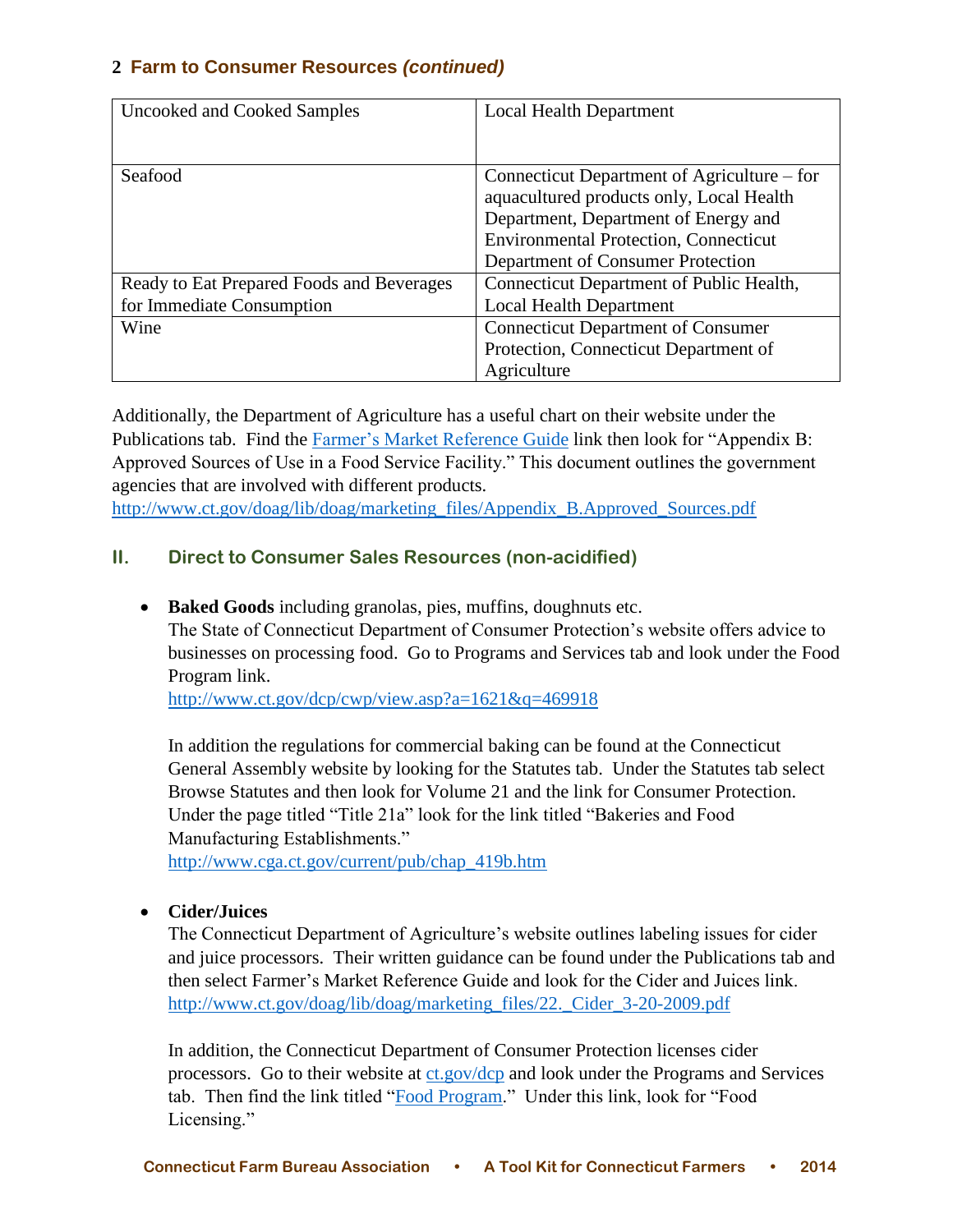## 2 Farm to Consumer Resources *(continued)*

| | |
|---|---|
| Uncooked and Cooked Samples | Local Health Department |
| Seafood | Connecticut Department of Agriculture – for aquacultured products only, Local Health Department, Department of Energy and Environmental Protection, Connecticut Department of Consumer Protection |
| Ready to Eat Prepared Foods and Beverages for Immediate Consumption | Connecticut Department of Public Health, Local Health Department |
| Wine | Connecticut Department of Consumer Protection, Connecticut Department of Agriculture |

Additionally, the Department of Agriculture has a useful chart on their website under the Publications tab. Find the Farmer's Market Reference Guide link then look for "Appendix B: Approved Sources of Use in a Food Service Facility." This document outlines the government agencies that are involved with different products.
http://www.ct.gov/doag/lib/doag/marketing_files/Appendix_B.Approved_Sources.pdf

## II. Direct to Consumer Sales Resources (non-acidified)

- **Baked Goods** including granolas, pies, muffins, doughnuts etc.
  The State of Connecticut Department of Consumer Protection's website offers advice to businesses on processing food. Go to Programs and Services tab and look under the Food Program link.
  http://www.ct.gov/dcp/cwp/view.asp?a=1621&q=469918

  In addition the regulations for commercial baking can be found at the Connecticut General Assembly website by looking for the Statutes tab. Under the Statutes tab select Browse Statutes and then look for Volume 21 and the link for Consumer Protection. Under the page titled "Title 21a" look for the link titled "Bakeries and Food Manufacturing Establishments."
  http://www.cga.ct.gov/current/pub/chap_419b.htm

- **Cider/Juices**
  The Connecticut Department of Agriculture's website outlines labeling issues for cider and juice processors. Their written guidance can be found under the Publications tab and then select Farmer's Market Reference Guide and look for the Cider and Juices link.
  http://www.ct.gov/doag/lib/doag/marketing_files/22._Cider_3-20-2009.pdf

  In addition, the Connecticut Department of Consumer Protection licenses cider processors. Go to their website at ct.gov/dcp and look under the Programs and Services tab. Then find the link titled "Food Program." Under this link, look for "Food Licensing."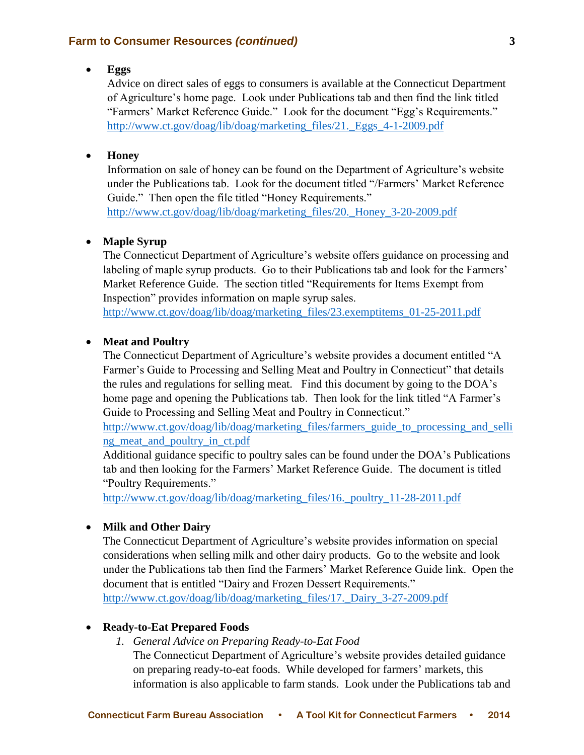- **Eggs**
  Advice on direct sales of eggs to consumers is available at the Connecticut Department of Agriculture's home page. Look under Publications tab and then find the link titled "Farmers' Market Reference Guide." Look for the document "Egg's Requirements."
  http://www.ct.gov/doag/lib/doag/marketing_files/21._Eggs_4-1-2009.pdf

- **Honey**
  Information on sale of honey can be found on the Department of Agriculture's website under the Publications tab. Look for the document titled "/Farmers' Market Reference Guide." Then open the file titled "Honey Requirements."
  http://www.ct.gov/doag/lib/doag/marketing_files/20._Honey_3-20-2009.pdf

- **Maple Syrup**
  The Connecticut Department of Agriculture's website offers guidance on processing and labeling of maple syrup products. Go to their Publications tab and look for the Farmers' Market Reference Guide. The section titled "Requirements for Items Exempt from Inspection" provides information on maple syrup sales.
  http://www.ct.gov/doag/lib/doag/marketing_files/23.exemptitems_01-25-2011.pdf

- **Meat and Poultry**
  The Connecticut Department of Agriculture's website provides a document entitled "A Farmer's Guide to Processing and Selling Meat and Poultry in Connecticut" that details the rules and regulations for selling meat. Find this document by going to the DOA's home page and opening the Publications tab. Then look for the link titled "A Farmer's Guide to Processing and Selling Meat and Poultry in Connecticut."
  http://www.ct.gov/doag/lib/doag/marketing_files/farmers_guide_to_processing_and_selling_meat_and_poultry_in_ct.pdf
  Additional guidance specific to poultry sales can be found under the DOA's Publications tab and then looking for the Farmers' Market Reference Guide. The document is titled "Poultry Requirements."
  http://www.ct.gov/doag/lib/doag/marketing_files/16._poultry_11-28-2011.pdf

- **Milk and Other Dairy**
  The Connecticut Department of Agriculture's website provides information on special considerations when selling milk and other dairy products. Go to the website and look under the Publications tab then find the Farmers' Market Reference Guide link. Open the document that is entitled "Dairy and Frozen Dessert Requirements."
  http://www.ct.gov/doag/lib/doag/marketing_files/17._Dairy_3-27-2009.pdf

- **Ready-to-Eat Prepared Foods**
  1. *General Advice on Preparing Ready-to-Eat Food*
     The Connecticut Department of Agriculture's website provides detailed guidance on preparing ready-to-eat foods. While developed for farmers' markets, this information is also applicable to farm stands. Look under the Publications tab and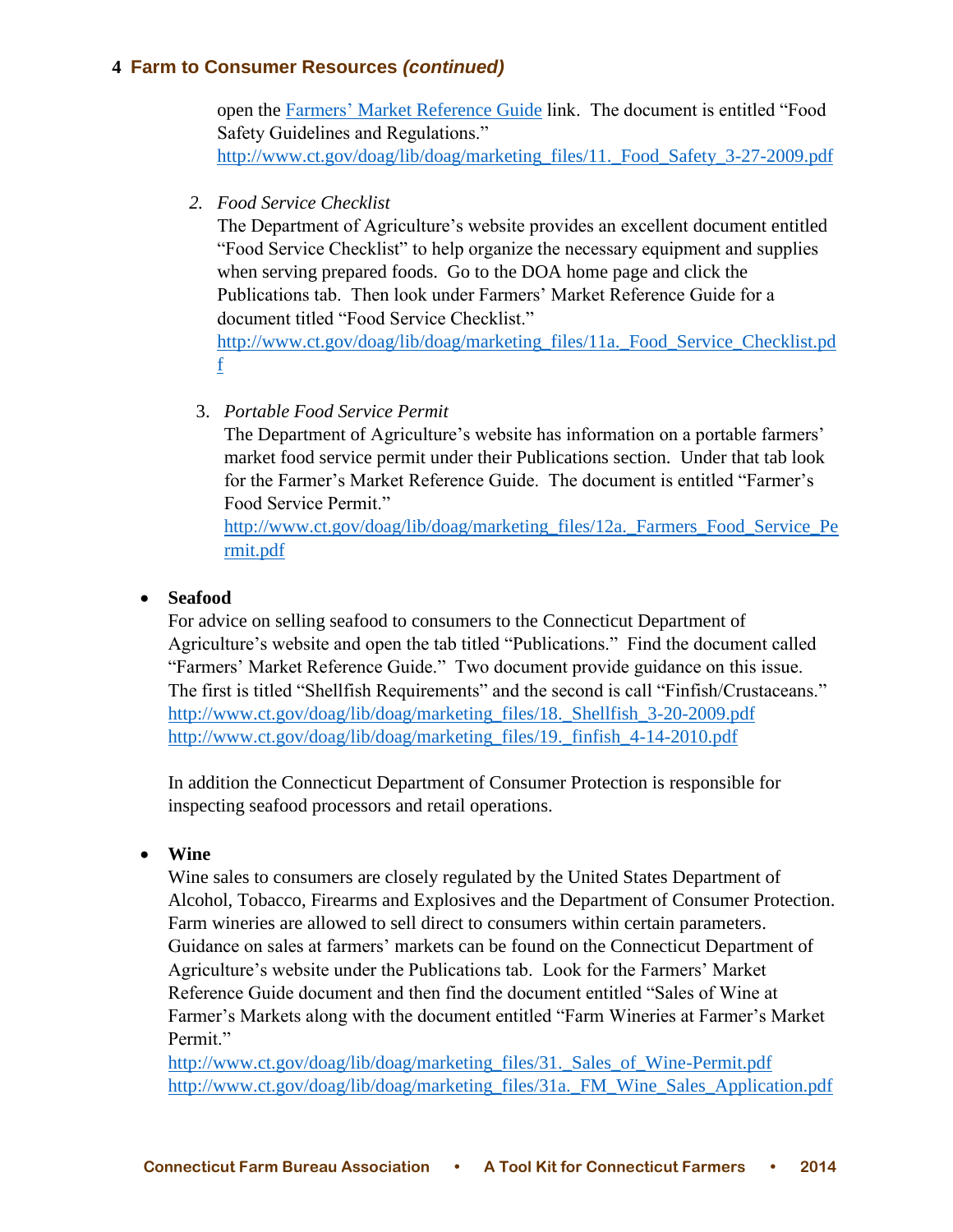## 4 Farm to Consumer Resources *(continued)*

open the [Farmers' Market Reference Guide](http://www.ct.gov/doag/lib/doag/marketing_files/11._Food_Safety_3-27-2009.pdf) link. The document is entitled "Food Safety Guidelines and Regulations."
http://www.ct.gov/doag/lib/doag/marketing_files/11._Food_Safety_3-27-2009.pdf

2. *Food Service Checklist*
   The Department of Agriculture's website provides an excellent document entitled "Food Service Checklist" to help organize the necessary equipment and supplies when serving prepared foods. Go to the DOA home page and click the Publications tab. Then look under Farmers' Market Reference Guide for a document titled "Food Service Checklist."
   http://www.ct.gov/doag/lib/doag/marketing_files/11a._Food_Service_Checklist.pdf

3. *Portable Food Service Permit*
   The Department of Agriculture's website has information on a portable farmers' market food service permit under their Publications section. Under that tab look for the Farmer's Market Reference Guide. The document is entitled "Farmer's Food Service Permit."
   http://www.ct.gov/doag/lib/doag/marketing_files/12a._Farmers_Food_Service_Permit.pdf

- **Seafood**
  For advice on selling seafood to consumers to the Connecticut Department of Agriculture's website and open the tab titled "Publications." Find the document called "Farmers' Market Reference Guide." Two document provide guidance on this issue. The first is titled "Shellfish Requirements" and the second is call "Finfish/Crustaceans."
  http://www.ct.gov/doag/lib/doag/marketing_files/18._Shellfish_3-20-2009.pdf
  http://www.ct.gov/doag/lib/doag/marketing_files/19._finfish_4-14-2010.pdf

  In addition the Connecticut Department of Consumer Protection is responsible for inspecting seafood processors and retail operations.

- **Wine**
  Wine sales to consumers are closely regulated by the United States Department of Alcohol, Tobacco, Firearms and Explosives and the Department of Consumer Protection. Farm wineries are allowed to sell direct to consumers within certain parameters. Guidance on sales at farmers' markets can be found on the Connecticut Department of Agriculture's website under the Publications tab. Look for the Farmers' Market Reference Guide document and then find the document entitled "Sales of Wine at Farmer's Markets along with the document entitled "Farm Wineries at Farmer's Market Permit."
  http://www.ct.gov/doag/lib/doag/marketing_files/31._Sales_of_Wine-Permit.pdf
  http://www.ct.gov/doag/lib/doag/marketing_files/31a._FM_Wine_Sales_Application.pdf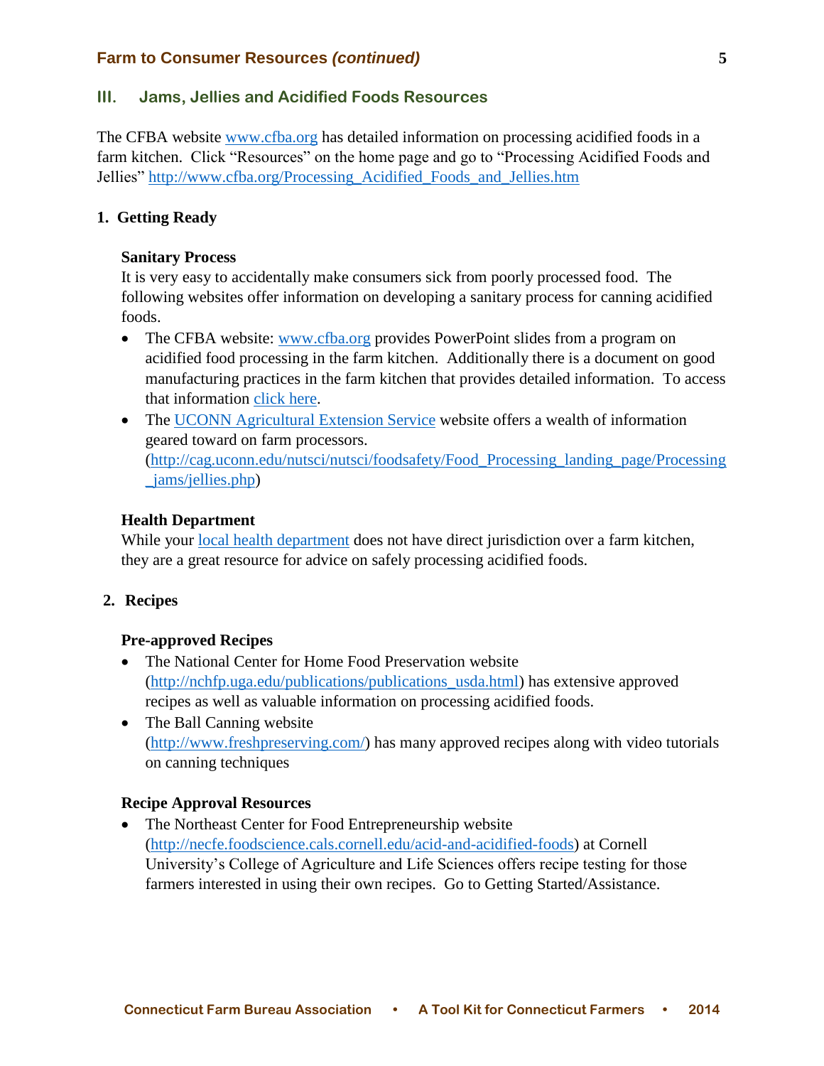## III. Jams, Jellies and Acidified Foods Resources

The CFBA website [www.cfba.org](http://www.cfba.org) has detailed information on processing acidified foods in a farm kitchen. Click "Resources" on the home page and go to "Processing Acidified Foods and Jellies" [http://www.cfba.org/Processing_Acidified_Foods_and_Jellies.htm](http://www.cfba.org/Processing_Acidified_Foods_and_Jellies.htm)

### 1. Getting Ready

**Sanitary Process**

It is very easy to accidentally make consumers sick from poorly processed food. The following websites offer information on developing a sanitary process for canning acidified foods.

- The CFBA website: [www.cfba.org](http://www.cfba.org) provides PowerPoint slides from a program on acidified food processing in the farm kitchen. Additionally there is a document on good manufacturing practices in the farm kitchen that provides detailed information. To access that information click here.
- The UCONN Agricultural Extension Service website offers a wealth of information geared toward on farm processors. ([http://cag.uconn.edu/nutsci/nutsci/foodsafety/Food_Processing_landing_page/Processing_jams/jellies.php](http://cag.uconn.edu/nutsci/nutsci/foodsafety/Food_Processing_landing_page/Processing_jams/jellies.php))

**Health Department**

While your local health department does not have direct jurisdiction over a farm kitchen, they are a great resource for advice on safely processing acidified foods.

### 2. Recipes

**Pre-approved Recipes**

- The National Center for Home Food Preservation website ([http://nchfp.uga.edu/publications/publications_usda.html](http://nchfp.uga.edu/publications/publications_usda.html)) has extensive approved recipes as well as valuable information on processing acidified foods.
- The Ball Canning website ([http://www.freshpreserving.com/](http://www.freshpreserving.com/)) has many approved recipes along with video tutorials on canning techniques

**Recipe Approval Resources**

- The Northeast Center for Food Entrepreneurship website ([http://necfe.foodscience.cals.cornell.edu/acid-and-acidified-foods](http://necfe.foodscience.cals.cornell.edu/acid-and-acidified-foods)) at Cornell University's College of Agriculture and Life Sciences offers recipe testing for those farmers interested in using their own recipes. Go to Getting Started/Assistance.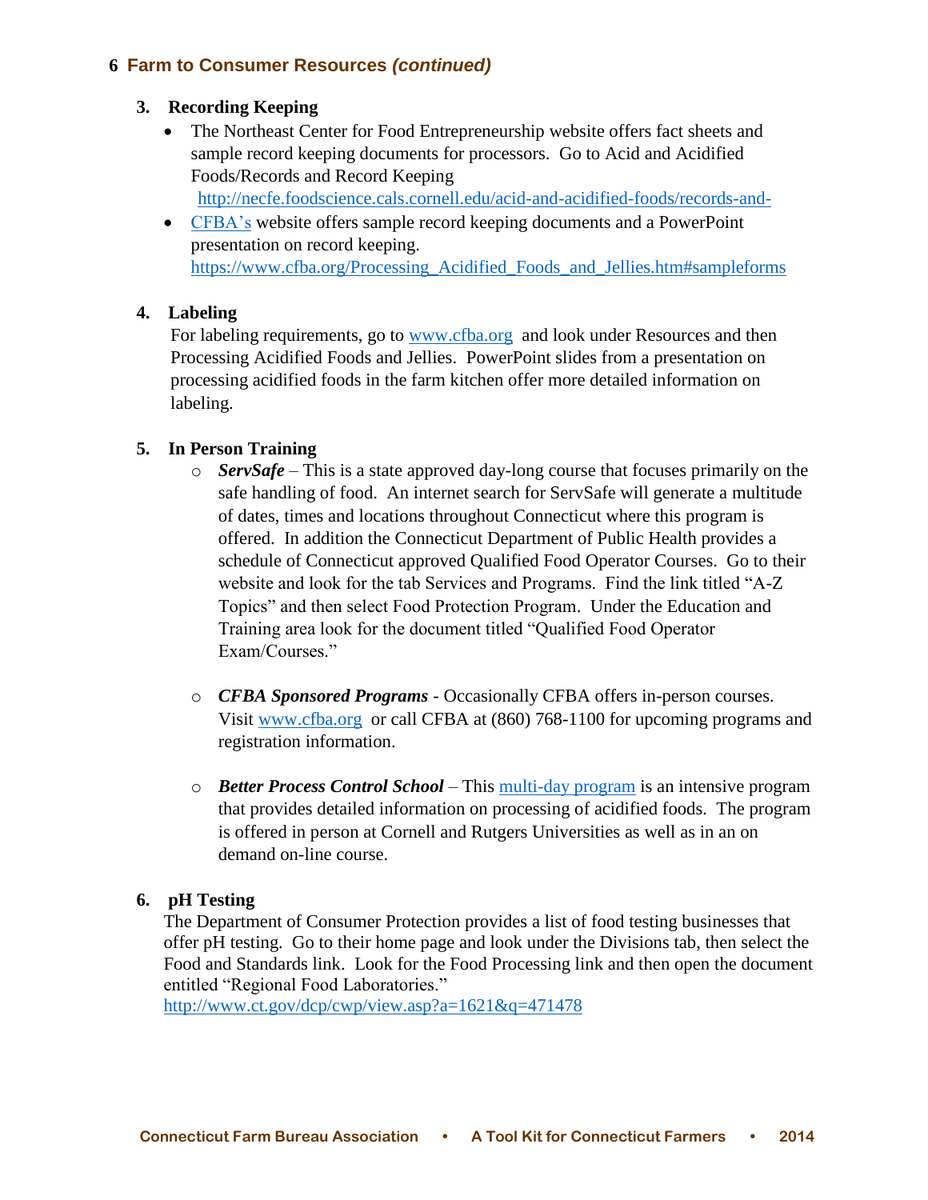## 6 Farm to Consumer Resources *(continued)*

### 3. Recording Keeping

- The Northeast Center for Food Entrepreneurship website offers fact sheets and sample record keeping documents for processors. Go to Acid and Acidified Foods/Records and Record Keeping http://necfe.foodscience.cals.cornell.edu/acid-and-acidified-foods/records-and-
- CFBA's website offers sample record keeping documents and a PowerPoint presentation on record keeping. https://www.cfba.org/Processing_Acidified_Foods_and_Jellies.htm#sampleforms

### 4. Labeling

For labeling requirements, go to www.cfba.org and look under Resources and then Processing Acidified Foods and Jellies. PowerPoint slides from a presentation on processing acidified foods in the farm kitchen offer more detailed information on labeling.

### 5. In Person Training

- ***ServSafe*** – This is a state approved day-long course that focuses primarily on the safe handling of food. An internet search for ServSafe will generate a multitude of dates, times and locations throughout Connecticut where this program is offered. In addition the Connecticut Department of Public Health provides a schedule of Connecticut approved Qualified Food Operator Courses. Go to their website and look for the tab Services and Programs. Find the link titled "A-Z Topics" and then select Food Protection Program. Under the Education and Training area look for the document titled "Qualified Food Operator Exam/Courses."

- ***CFBA Sponsored Programs*** - Occasionally CFBA offers in-person courses. Visit www.cfba.org or call CFBA at (860) 768-1100 for upcoming programs and registration information.

- ***Better Process Control School*** – This multi-day program is an intensive program that provides detailed information on processing of acidified foods. The program is offered in person at Cornell and Rutgers Universities as well as in an on demand on-line course.

### 6. pH Testing

The Department of Consumer Protection provides a list of food testing businesses that offer pH testing. Go to their home page and look under the Divisions tab, then select the Food and Standards link. Look for the Food Processing link and then open the document entitled "Regional Food Laboratories."
http://www.ct.gov/dcp/cwp/view.asp?a=1621&q=471478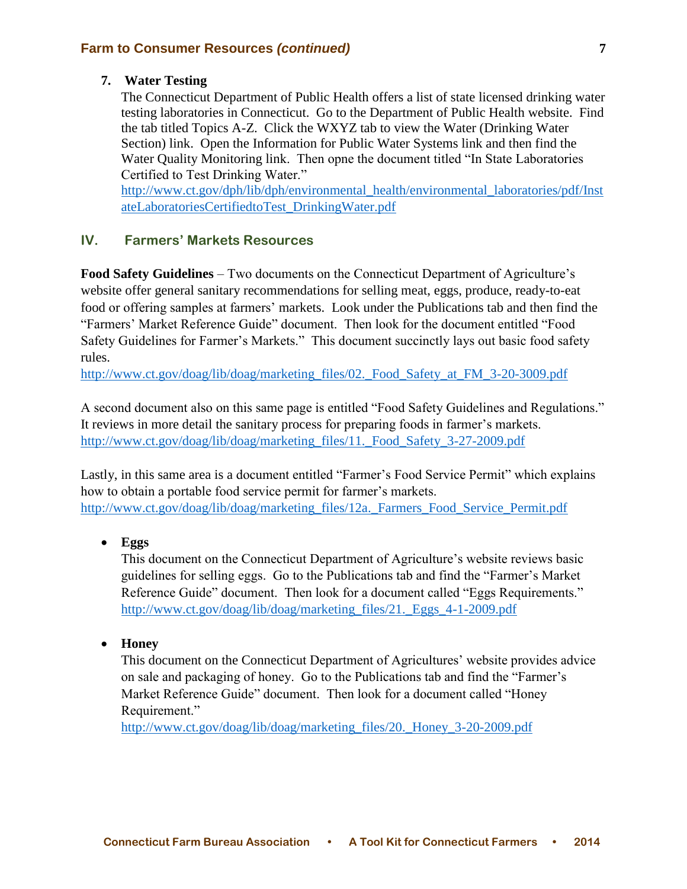7. **Water Testing**

   The Connecticut Department of Public Health offers a list of state licensed drinking water testing laboratories in Connecticut. Go to the Department of Public Health website. Find the tab titled Topics A-Z. Click the WXYZ tab to view the Water (Drinking Water Section) link. Open the Information for Public Water Systems link and then find the Water Quality Monitoring link. Then opne the document titled "In State Laboratories Certified to Test Drinking Water."
   http://www.ct.gov/dph/lib/dph/environmental_health/environmental_laboratories/pdf/InstateLaboratoriesCertifiedtoTest_DrinkingWater.pdf

## IV. Farmers' Markets Resources

**Food Safety Guidelines** – Two documents on the Connecticut Department of Agriculture's website offer general sanitary recommendations for selling meat, eggs, produce, ready-to-eat food or offering samples at farmers' markets. Look under the Publications tab and then find the "Farmers' Market Reference Guide" document. Then look for the document entitled "Food Safety Guidelines for Farmer's Markets." This document succinctly lays out basic food safety rules.
http://www.ct.gov/doag/lib/doag/marketing_files/02._Food_Safety_at_FM_3-20-3009.pdf

A second document also on this same page is entitled "Food Safety Guidelines and Regulations." It reviews in more detail the sanitary process for preparing foods in farmer's markets.
http://www.ct.gov/doag/lib/doag/marketing_files/11._Food_Safety_3-27-2009.pdf

Lastly, in this same area is a document entitled "Farmer's Food Service Permit" which explains how to obtain a portable food service permit for farmer's markets.
http://www.ct.gov/doag/lib/doag/marketing_files/12a._Farmers_Food_Service_Permit.pdf

- **Eggs**

  This document on the Connecticut Department of Agriculture's website reviews basic guidelines for selling eggs. Go to the Publications tab and find the "Farmer's Market Reference Guide" document. Then look for a document called "Eggs Requirements."
  http://www.ct.gov/doag/lib/doag/marketing_files/21._Eggs_4-1-2009.pdf

- **Honey**

  This document on the Connecticut Department of Agricultures' website provides advice on sale and packaging of honey. Go to the Publications tab and find the "Farmer's Market Reference Guide" document. Then look for a document called "Honey Requirement."
  http://www.ct.gov/doag/lib/doag/marketing_files/20._Honey_3-20-2009.pdf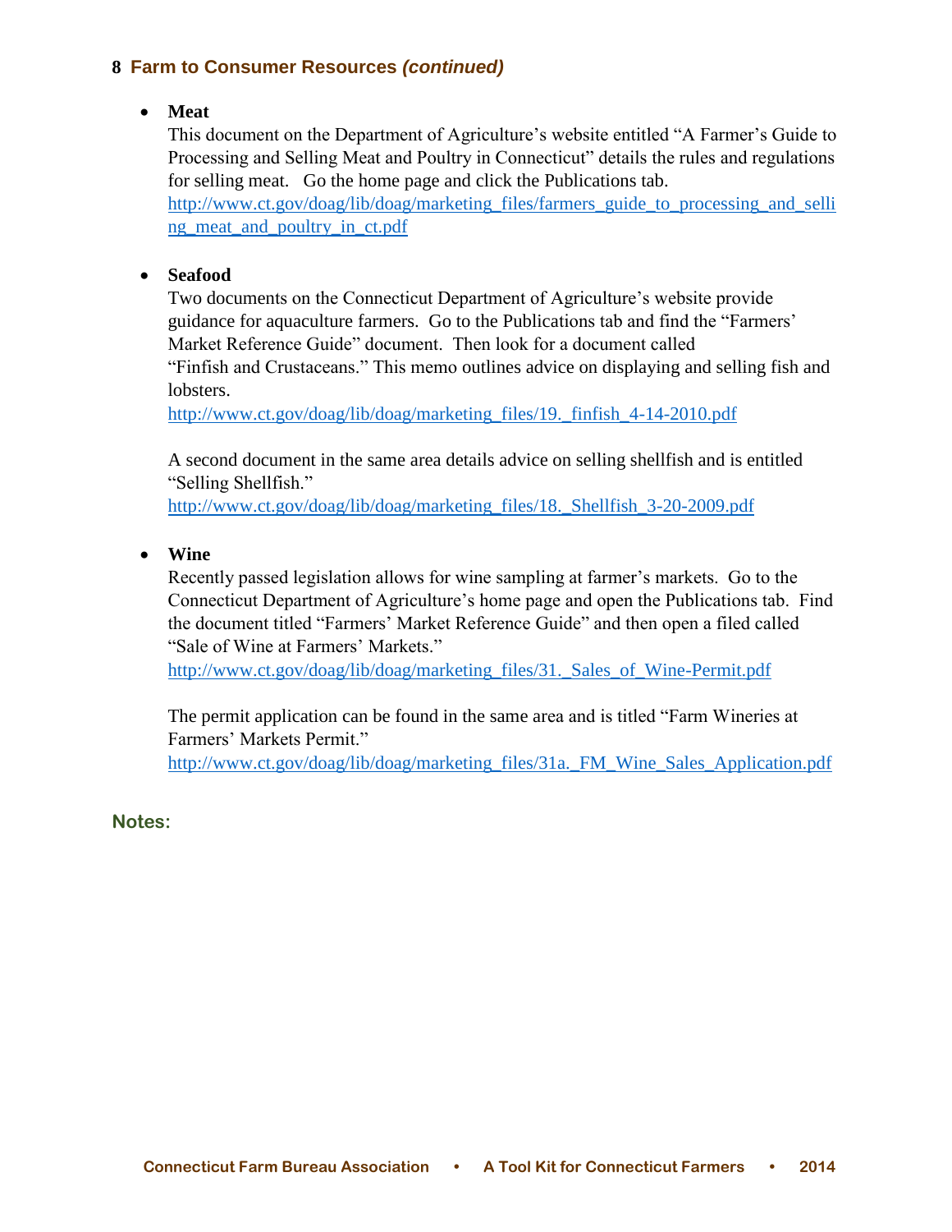## 8 Farm to Consumer Resources *(continued)*

- **Meat**
  This document on the Department of Agriculture's website entitled "A Farmer's Guide to Processing and Selling Meat and Poultry in Connecticut" details the rules and regulations for selling meat.   Go the home page and click the Publications tab.
  http://www.ct.gov/doag/lib/doag/marketing_files/farmers_guide_to_processing_and_selling_meat_and_poultry_in_ct.pdf

- **Seafood**
  Two documents on the Connecticut Department of Agriculture's website provide guidance for aquaculture farmers.  Go to the Publications tab and find the "Farmers' Market Reference Guide" document.  Then look for a document called "Finfish and Crustaceans." This memo outlines advice on displaying and selling fish and lobsters.
  http://www.ct.gov/doag/lib/doag/marketing_files/19._finfish_4-14-2010.pdf

  A second document in the same area details advice on selling shellfish and is entitled "Selling Shellfish."
  http://www.ct.gov/doag/lib/doag/marketing_files/18._Shellfish_3-20-2009.pdf

- **Wine**
  Recently passed legislation allows for wine sampling at farmer's markets.  Go to the Connecticut Department of Agriculture's home page and open the Publications tab.  Find the document titled "Farmers' Market Reference Guide" and then open a filed called "Sale of Wine at Farmers' Markets."
  http://www.ct.gov/doag/lib/doag/marketing_files/31._Sales_of_Wine-Permit.pdf

  The permit application can be found in the same area and is titled "Farm Wineries at Farmers' Markets Permit."
  http://www.ct.gov/doag/lib/doag/marketing_files/31a._FM_Wine_Sales_Application.pdf

**Notes:**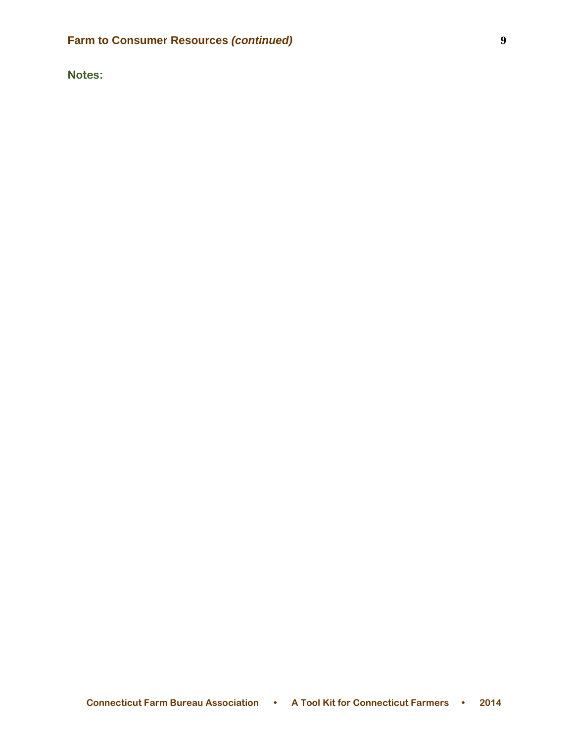Notes: